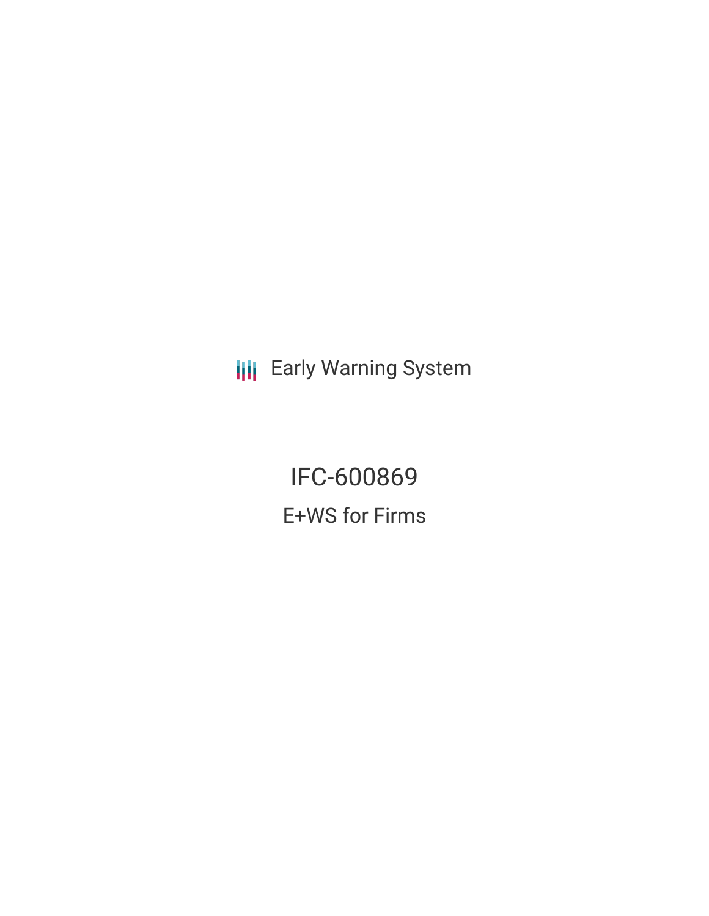Early Warning System

# IFC-600869

## E+WS for Firms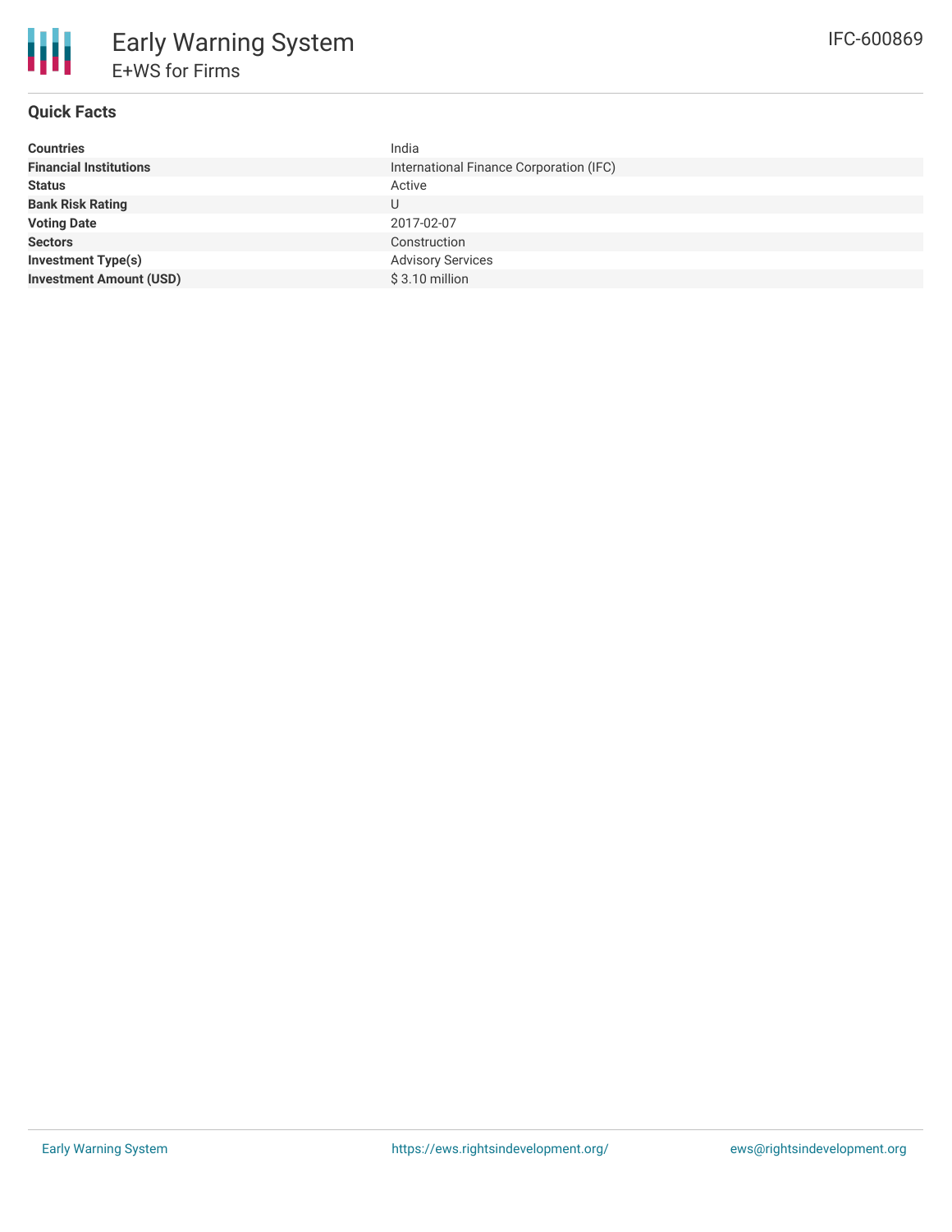## Quick Facts

| | |
|---|---|
| **Countries** | India |
| **Financial Institutions** | International Finance Corporation (IFC) |
| **Status** | Active |
| **Bank Risk Rating** | U |
| **Voting Date** | 2017-02-07 |
| **Sectors** | Construction |
| **Investment Type(s)** | Advisory Services |
| **Investment Amount (USD)** | $ 3.10 million |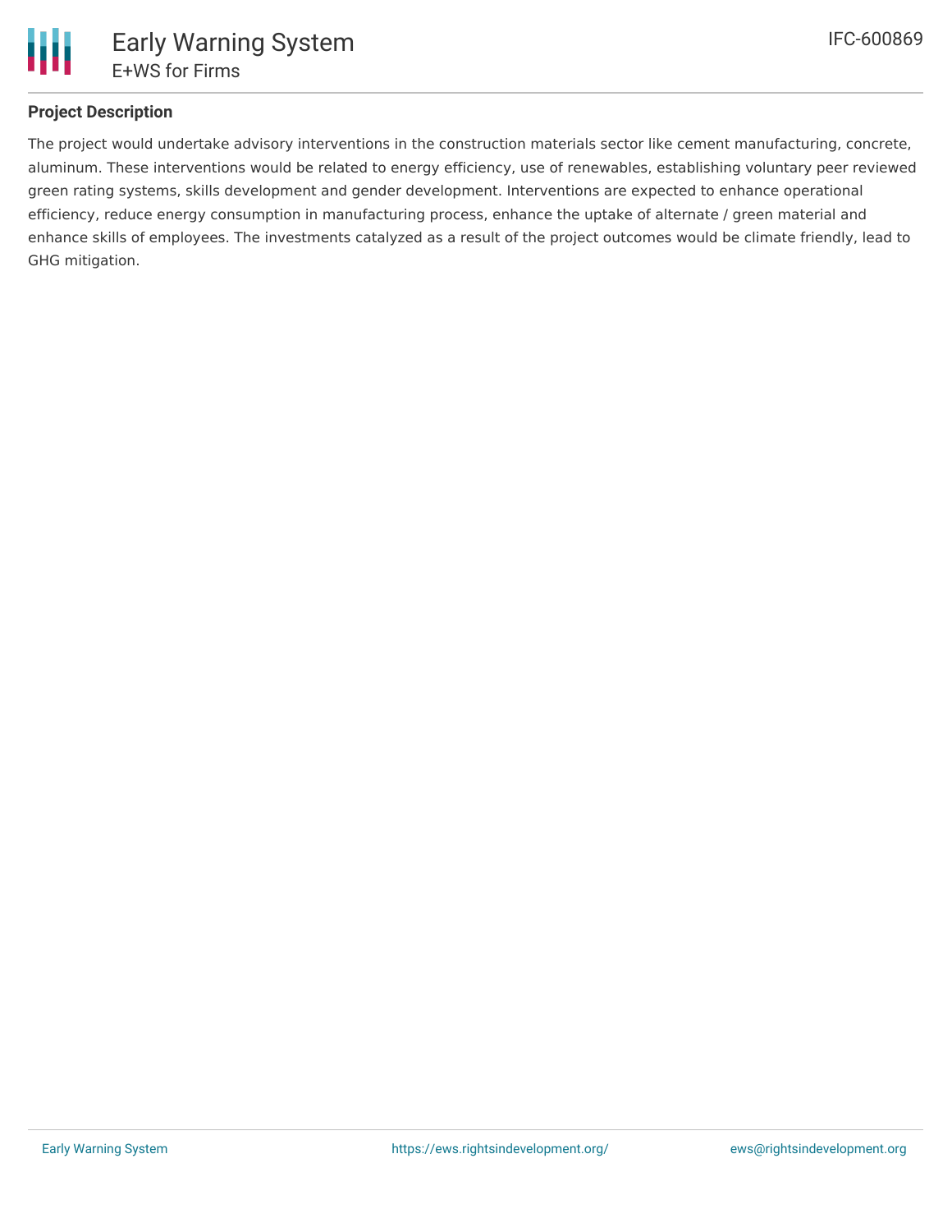## Project Description

The project would undertake advisory interventions in the construction materials sector like cement manufacturing, concrete, aluminum. These interventions would be related to energy efficiency, use of renewables, establishing voluntary peer reviewed green rating systems, skills development and gender development. Interventions are expected to enhance operational efficiency, reduce energy consumption in manufacturing process, enhance the uptake of alternate / green material and enhance skills of employees. The investments catalyzed as a result of the project outcomes would be climate friendly, lead to GHG mitigation.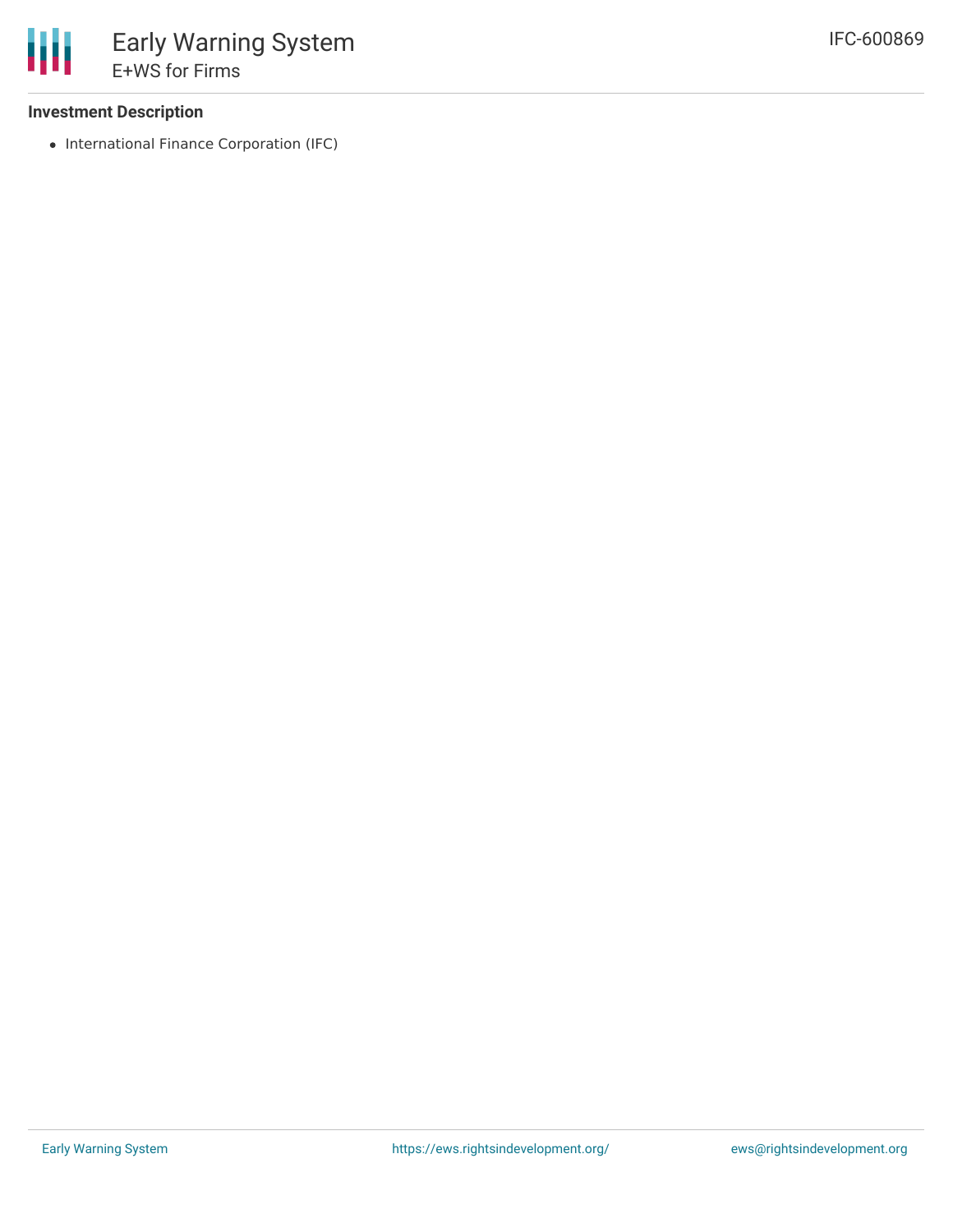**Investment Description**

- International Finance Corporation (IFC)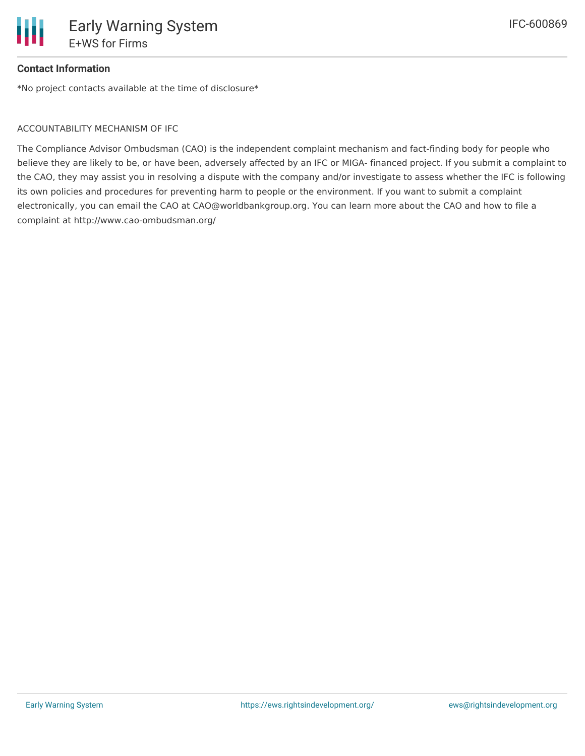**Contact Information**

*No project contacts available at the time of disclosure*

ACCOUNTABILITY MECHANISM OF IFC

The Compliance Advisor Ombudsman (CAO) is the independent complaint mechanism and fact-finding body for people who believe they are likely to be, or have been, adversely affected by an IFC or MIGA- financed project. If you submit a complaint to the CAO, they may assist you in resolving a dispute with the company and/or investigate to assess whether the IFC is following its own policies and procedures for preventing harm to people or the environment. If you want to submit a complaint electronically, you can email the CAO at CAO@worldbankgroup.org. You can learn more about the CAO and how to file a complaint at http://www.cao-ombudsman.org/